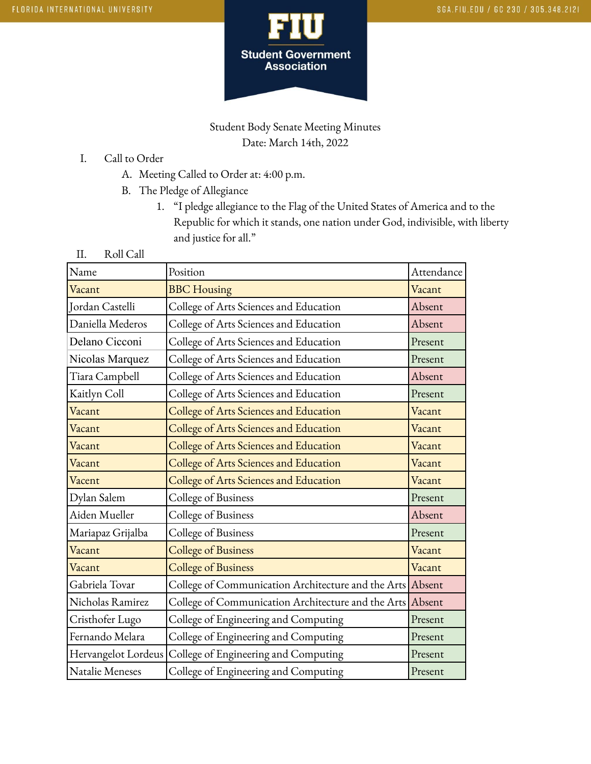Student Body Senate Meeting Minutes
Date: March 14th, 2022

I. Call to Order
   A. Meeting Called to Order at: 4:00 p.m.
   B. The Pledge of Allegiance
      1. "I pledge allegiance to the Flag of the United States of America and to the Republic for which it stands, one nation under God, indivisible, with liberty and justice for all."

II. Roll Call

| Name | Position | Attendance |
|---|---|---|
| Vacant | BBC Housing | Vacant |
| Jordan Castelli | College of Arts Sciences and Education | Absent |
| Daniella Mederos | College of Arts Sciences and Education | Absent |
| Delano Cicconi | College of Arts Sciences and Education | Present |
| Nicolas Marquez | College of Arts Sciences and Education | Present |
| Tiara Campbell | College of Arts Sciences and Education | Absent |
| Kaitlyn Coll | College of Arts Sciences and Education | Present |
| Vacant | College of Arts Sciences and Education | Vacant |
| Vacant | College of Arts Sciences and Education | Vacant |
| Vacant | College of Arts Sciences and Education | Vacant |
| Vacant | College of Arts Sciences and Education | Vacant |
| Vacent | College of Arts Sciences and Education | Vacant |
| Dylan Salem | College of Business | Present |
| Aiden Mueller | College of Business | Absent |
| Mariapaz Grijalba | College of Business | Present |
| Vacant | College of Business | Vacant |
| Vacant | College of Business | Vacant |
| Gabriela Tovar | College of Communication Architecture and the Arts | Absent |
| Nicholas Ramirez | College of Communication Architecture and the Arts | Absent |
| Cristhofer Lugo | College of Engineering and Computing | Present |
| Fernando Melara | College of Engineering and Computing | Present |
| Hervangelot Lordeus | College of Engineering and Computing | Present |
| Natalie Meneses | College of Engineering and Computing | Present |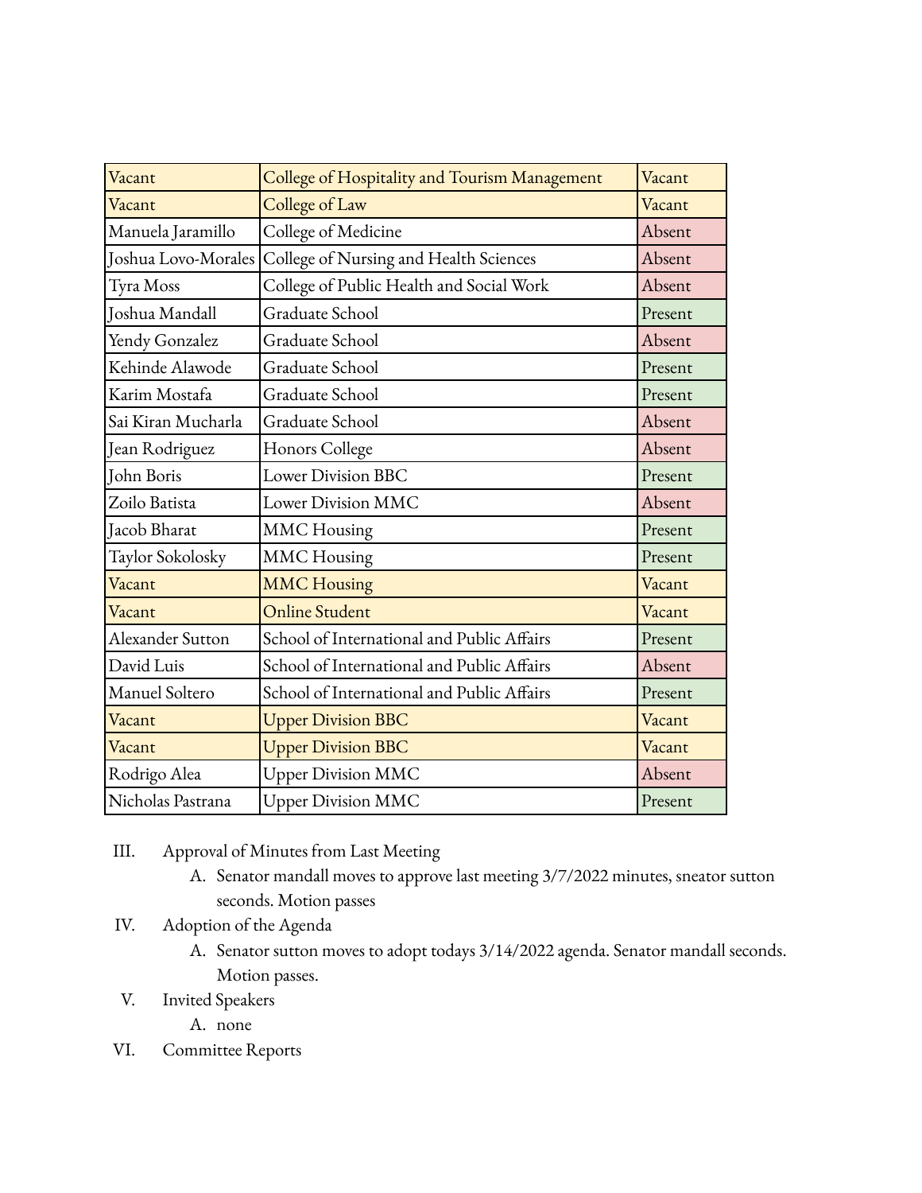| Vacant | College of Hospitality and Tourism Management | Vacant |
|---|---|---|
| Vacant | College of Law | Vacant |
| Manuela Jaramillo | College of Medicine | Absent |
| Joshua Lovo-Morales | College of Nursing and Health Sciences | Absent |
| Tyra Moss | College of Public Health and Social Work | Absent |
| Joshua Mandall | Graduate School | Present |
| Yendy Gonzalez | Graduate School | Absent |
| Kehinde Alawode | Graduate School | Present |
| Karim Mostafa | Graduate School | Present |
| Sai Kiran Mucharla | Graduate School | Absent |
| Jean Rodriguez | Honors College | Absent |
| John Boris | Lower Division BBC | Present |
| Zoilo Batista | Lower Division MMC | Absent |
| Jacob Bharat | MMC Housing | Present |
| Taylor Sokolosky | MMC Housing | Present |
| Vacant | MMC Housing | Vacant |
| Vacant | Online Student | Vacant |
| Alexander Sutton | School of International and Public Affairs | Present |
| David Luis | School of International and Public Affairs | Absent |
| Manuel Soltero | School of International and Public Affairs | Present |
| Vacant | Upper Division BBC | Vacant |
| Vacant | Upper Division BBC | Vacant |
| Rodrigo Alea | Upper Division MMC | Absent |
| Nicholas Pastrana | Upper Division MMC | Present |

III. Approval of Minutes from Last Meeting
   A. Senator mandall moves to approve last meeting 3/7/2022 minutes, sneator sutton seconds. Motion passes

IV. Adoption of the Agenda
   A. Senator sutton moves to adopt todays 3/14/2022 agenda. Senator mandall seconds. Motion passes.

V. Invited Speakers
   A. none

VI. Committee Reports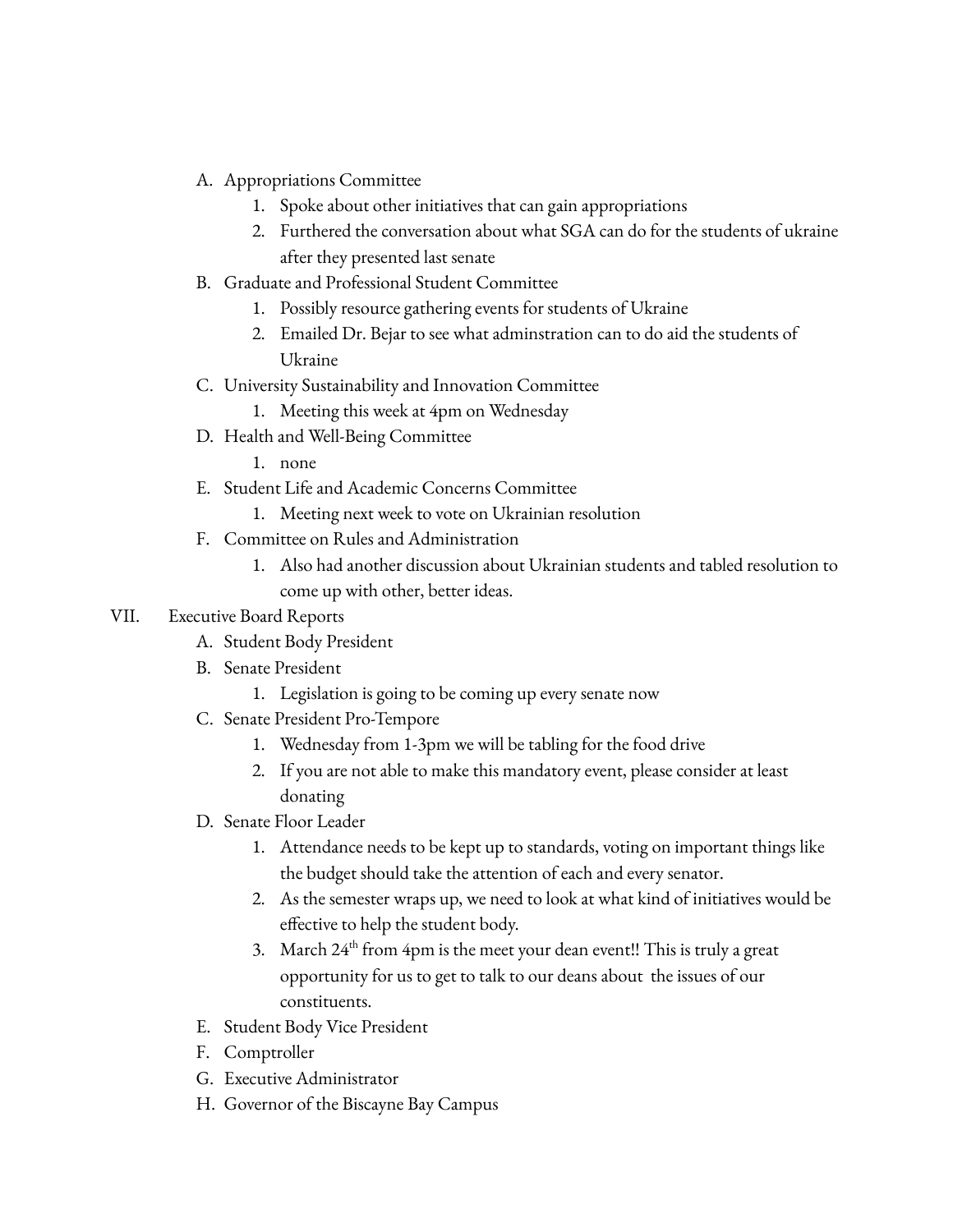A. Appropriations Committee
    1. Spoke about other initiatives that can gain appropriations
    2. Furthered the conversation about what SGA can do for the students of ukraine after they presented last senate
B. Graduate and Professional Student Committee
    1. Possibly resource gathering events for students of Ukraine
    2. Emailed Dr. Bejar to see what adminstration can to do aid the students of Ukraine
C. University Sustainability and Innovation Committee
    1. Meeting this week at 4pm on Wednesday
D. Health and Well-Being Committee
    1. none
E. Student Life and Academic Concerns Committee
    1. Meeting next week to vote on Ukrainian resolution
F. Committee on Rules and Administration
    1. Also had another discussion about Ukrainian students and tabled resolution to come up with other, better ideas.

VII. Executive Board Reports
A. Student Body President
B. Senate President
    1. Legislation is going to be coming up every senate now
C. Senate President Pro-Tempore
    1. Wednesday from 1-3pm we will be tabling for the food drive
    2. If you are not able to make this mandatory event, please consider at least donating
D. Senate Floor Leader
    1. Attendance needs to be kept up to standards, voting on important things like the budget should take the attention of each and every senator.
    2. As the semester wraps up, we need to look at what kind of initiatives would be effective to help the student body.
    3. March 24th from 4pm is the meet your dean event!! This is truly a great opportunity for us to get to talk to our deans about the issues of our constituents.
E. Student Body Vice President
F. Comptroller
G. Executive Administrator
H. Governor of the Biscayne Bay Campus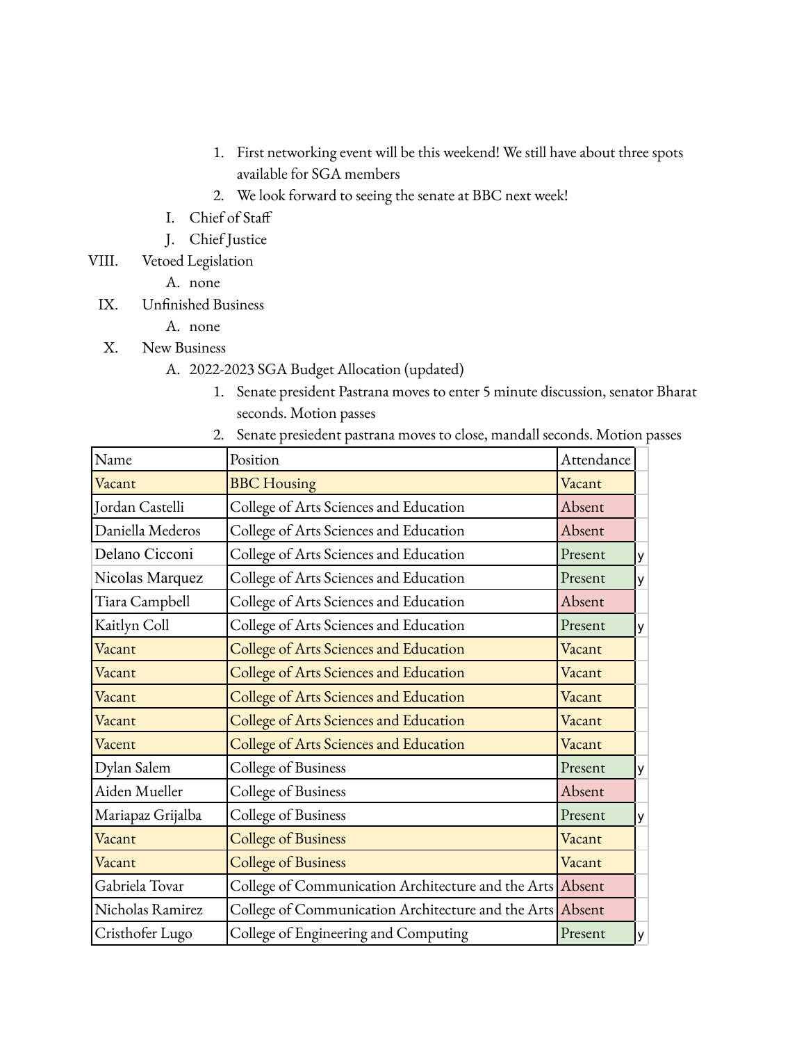1. First networking event will be this weekend! We still have about three spots available for SGA members
2. We look forward to seeing the senate at BBC next week!

I. Chief of Staff

J. Chief Justice

VIII. Vetoed Legislation

A. none

IX. Unfinished Business

A. none

X. New Business

A. 2022-2023 SGA Budget Allocation (updated)

1. Senate president Pastrana moves to enter 5 minute discussion, senator Bharat seconds. Motion passes
2. Senate presiedent pastrana moves to close, mandall seconds. Motion passes

| Name | Position | Attendance | |
|---|---|---|---|
| Vacant | BBC Housing | Vacant | |
| Jordan Castelli | College of Arts Sciences and Education | Absent | |
| Daniella Mederos | College of Arts Sciences and Education | Absent | |
| Delano Cicconi | College of Arts Sciences and Education | Present | y |
| Nicolas Marquez | College of Arts Sciences and Education | Present | y |
| Tiara Campbell | College of Arts Sciences and Education | Absent | |
| Kaitlyn Coll | College of Arts Sciences and Education | Present | y |
| Vacant | College of Arts Sciences and Education | Vacant | |
| Vacant | College of Arts Sciences and Education | Vacant | |
| Vacant | College of Arts Sciences and Education | Vacant | |
| Vacant | College of Arts Sciences and Education | Vacant | |
| Vacent | College of Arts Sciences and Education | Vacant | |
| Dylan Salem | College of Business | Present | y |
| Aiden Mueller | College of Business | Absent | |
| Mariapaz Grijalba | College of Business | Present | y |
| Vacant | College of Business | Vacant | |
| Vacant | College of Business | Vacant | |
| Gabriela Tovar | College of Communication Architecture and the Arts | Absent | |
| Nicholas Ramirez | College of Communication Architecture and the Arts | Absent | |
| Cristhofer Lugo | College of Engineering and Computing | Present | y |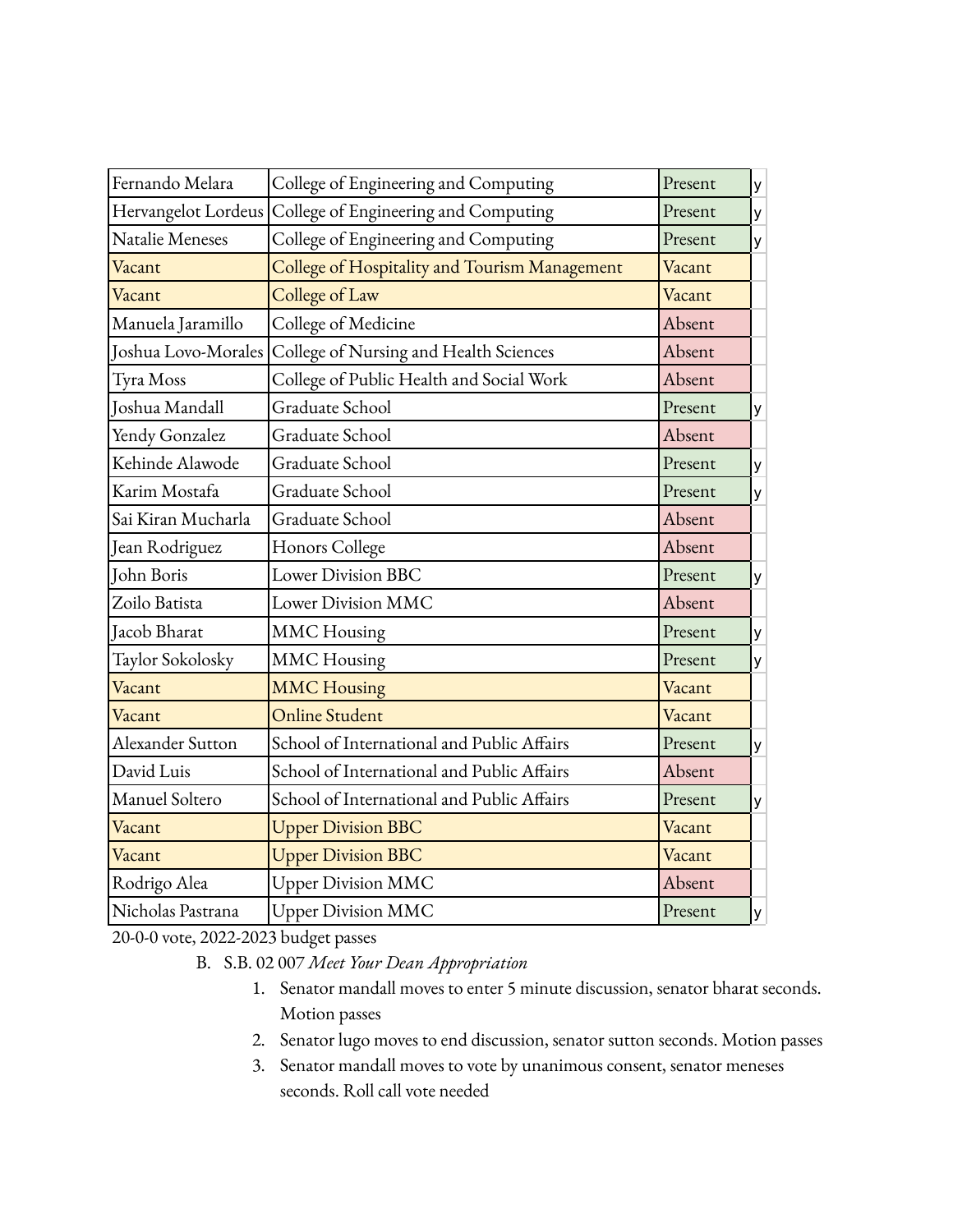| Fernando Melara | College of Engineering and Computing | Present | y |
|---|---|---|---|
| Hervangelot Lordeus | College of Engineering and Computing | Present | y |
| Natalie Meneses | College of Engineering and Computing | Present | y |
| Vacant | College of Hospitality and Tourism Management | Vacant | |
| Vacant | College of Law | Vacant | |
| Manuela Jaramillo | College of Medicine | Absent | |
| Joshua Lovo-Morales | College of Nursing and Health Sciences | Absent | |
| Tyra Moss | College of Public Health and Social Work | Absent | |
| Joshua Mandall | Graduate School | Present | y |
| Yendy Gonzalez | Graduate School | Absent | |
| Kehinde Alawode | Graduate School | Present | y |
| Karim Mostafa | Graduate School | Present | y |
| Sai Kiran Mucharla | Graduate School | Absent | |
| Jean Rodriguez | Honors College | Absent | |
| John Boris | Lower Division BBC | Present | y |
| Zoilo Batista | Lower Division MMC | Absent | |
| Jacob Bharat | MMC Housing | Present | y |
| Taylor Sokolosky | MMC Housing | Present | y |
| Vacant | MMC Housing | Vacant | |
| Vacant | Online Student | Vacant | |
| Alexander Sutton | School of International and Public Affairs | Present | y |
| David Luis | School of International and Public Affairs | Absent | |
| Manuel Soltero | School of International and Public Affairs | Present | y |
| Vacant | Upper Division BBC | Vacant | |
| Vacant | Upper Division BBC | Vacant | |
| Rodrigo Alea | Upper Division MMC | Absent | |
| Nicholas Pastrana | Upper Division MMC | Present | y |

20-0-0 vote, 2022-2023 budget passes

B. S.B. 02 007 *Meet Your Dean Appropriation*

1. Senator mandall moves to enter 5 minute discussion, senator bharat seconds. Motion passes
2. Senator lugo moves to end discussion, senator sutton seconds. Motion passes
3. Senator mandall moves to vote by unanimous consent, senator meneses seconds. Roll call vote needed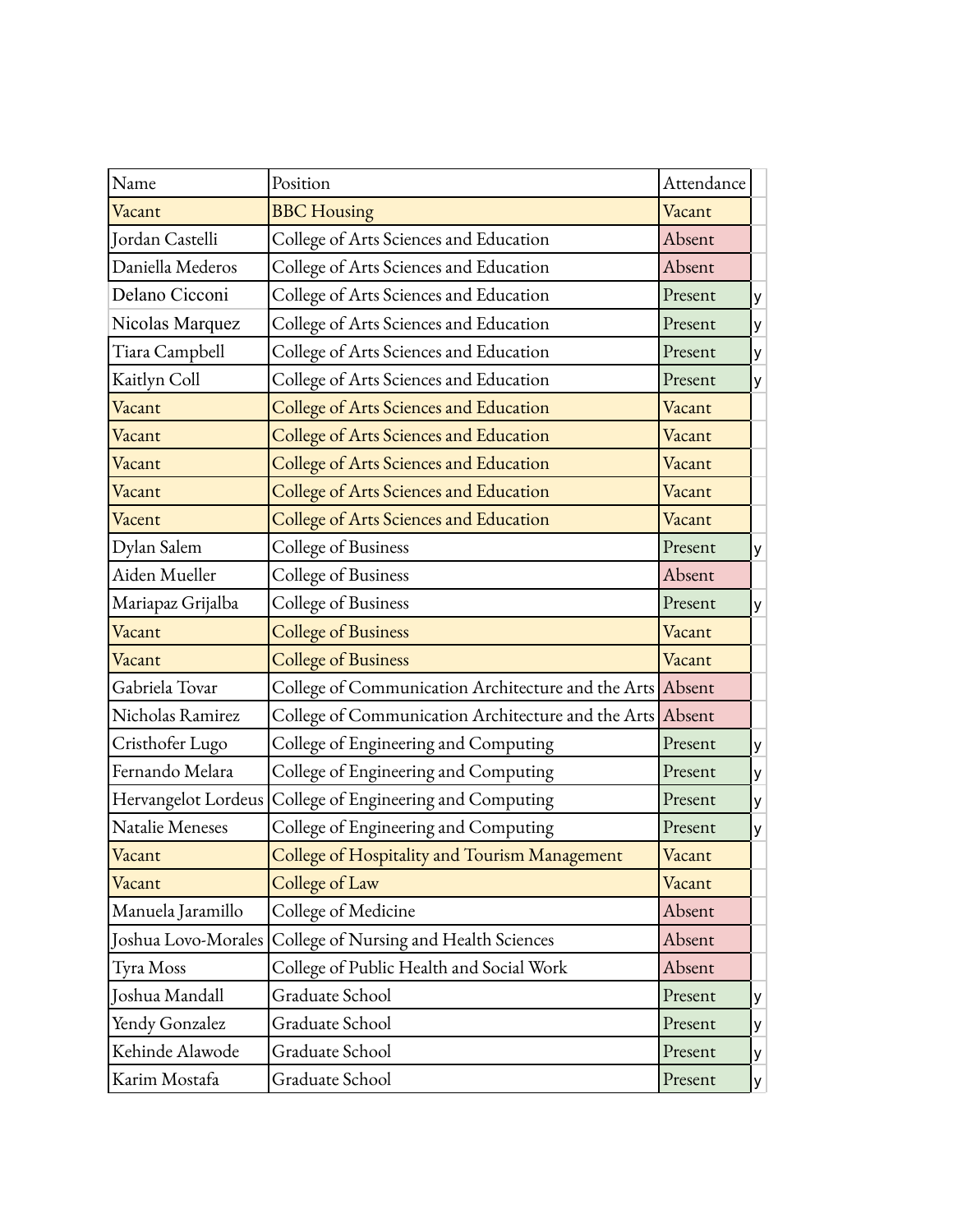| Name | Position | Attendance | |
|---|---|---|---|
| Vacant | BBC Housing | Vacant | |
| Jordan Castelli | College of Arts Sciences and Education | Absent | |
| Daniella Mederos | College of Arts Sciences and Education | Absent | |
| Delano Cicconi | College of Arts Sciences and Education | Present | y |
| Nicolas Marquez | College of Arts Sciences and Education | Present | y |
| Tiara Campbell | College of Arts Sciences and Education | Present | y |
| Kaitlyn Coll | College of Arts Sciences and Education | Present | y |
| Vacant | College of Arts Sciences and Education | Vacant | |
| Vacant | College of Arts Sciences and Education | Vacant | |
| Vacant | College of Arts Sciences and Education | Vacant | |
| Vacant | College of Arts Sciences and Education | Vacant | |
| Vacant | College of Arts Sciences and Education | Vacant | |
| Dylan Salem | College of Business | Present | y |
| Aiden Mueller | College of Business | Absent | |
| Mariapaz Grijalba | College of Business | Present | y |
| Vacant | College of Business | Vacant | |
| Vacant | College of Business | Vacant | |
| Gabriela Tovar | College of Communication Architecture and the Arts | Absent | |
| Nicholas Ramirez | College of Communication Architecture and the Arts | Absent | |
| Cristhofer Lugo | College of Engineering and Computing | Present | y |
| Fernando Melara | College of Engineering and Computing | Present | y |
| Hervangelot Lordeus | College of Engineering and Computing | Present | y |
| Natalie Meneses | College of Engineering and Computing | Present | y |
| Vacant | College of Hospitality and Tourism Management | Vacant | |
| Vacant | College of Law | Vacant | |
| Manuela Jaramillo | College of Medicine | Absent | |
| Joshua Lovo-Morales | College of Nursing and Health Sciences | Absent | |
| Tyra Moss | College of Public Health and Social Work | Absent | |
| Joshua Mandall | Graduate School | Present | y |
| Yendy Gonzalez | Graduate School | Present | y |
| Kehinde Alawode | Graduate School | Present | y |
| Karim Mostafa | Graduate School | Present | y |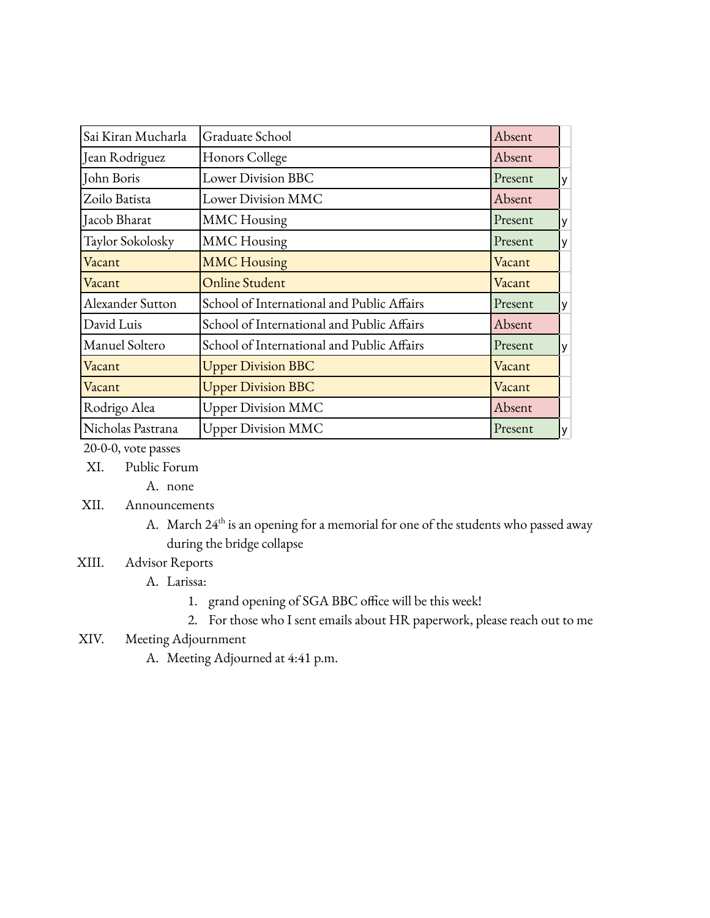| | | | |
|---|---|---|---|
| Sai Kiran Mucharla | Graduate School | Absent | |
| Jean Rodriguez | Honors College | Absent | |
| John Boris | Lower Division BBC | Present | y |
| Zoilo Batista | Lower Division MMC | Absent | |
| Jacob Bharat | MMC Housing | Present | y |
| Taylor Sokolosky | MMC Housing | Present | y |
| Vacant | MMC Housing | Vacant | |
| Vacant | Online Student | Vacant | |
| Alexander Sutton | School of International and Public Affairs | Present | y |
| David Luis | School of International and Public Affairs | Absent | |
| Manuel Soltero | School of International and Public Affairs | Present | y |
| Vacant | Upper Division BBC | Vacant | |
| Vacant | Upper Division BBC | Vacant | |
| Rodrigo Alea | Upper Division MMC | Absent | |
| Nicholas Pastrana | Upper Division MMC | Present | y |

20-0-0, vote passes

XI. Public Forum

   A. none

XII. Announcements

   A. March 24th is an opening for a memorial for one of the students who passed away during the bridge collapse

XIII. Advisor Reports

   A. Larissa:

      1. grand opening of SGA BBC office will be this week!
      2. For those who I sent emails about HR paperwork, please reach out to me

XIV. Meeting Adjournment

   A. Meeting Adjourned at 4:41 p.m.